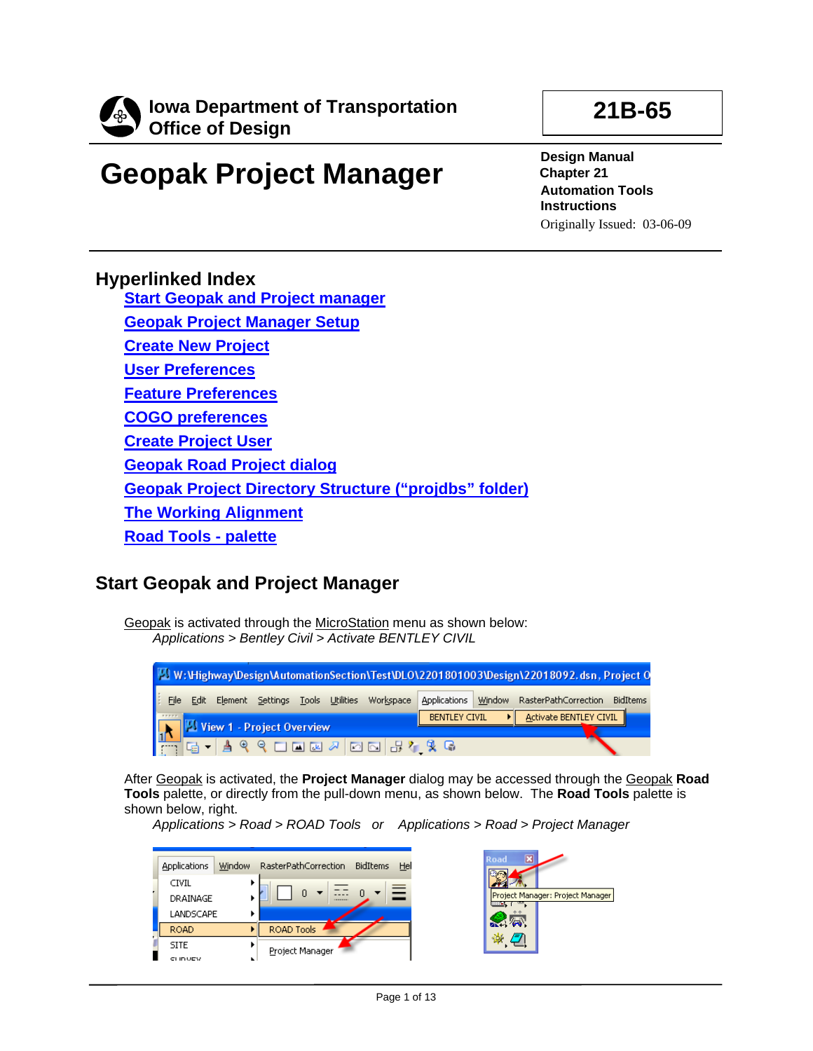**Iowa Department of Transportation**
**Office of Design**

**21B-65**

# Geopak Project Manager

**Design Manual**
**Chapter 21**
**Automation Tools**
**Instructions**
Originally Issued: 03-06-09

## Hyperlinked Index

- Start Geopak and Project manager
- Geopak Project Manager Setup
- Create New Project
- User Preferences
- Feature Preferences
- COGO preferences
- Create Project User
- Geopak Road Project dialog
- Geopak Project Directory Structure ("projdbs" folder)
- The Working Alignment
- Road Tools - palette

## Start Geopak and Project Manager

Geopak is activated through the MicroStation menu as shown below:

*Applications > Bentley Civil > Activate BENTLEY CIVIL*

After Geopak is activated, the **Project Manager** dialog may be accessed through the Geopak **Road Tools** palette, or directly from the pull-down menu, as shown below. The **Road Tools** palette is shown below, right.

*Applications > Road > ROAD Tools* *or* *Applications > Road > Project Manager*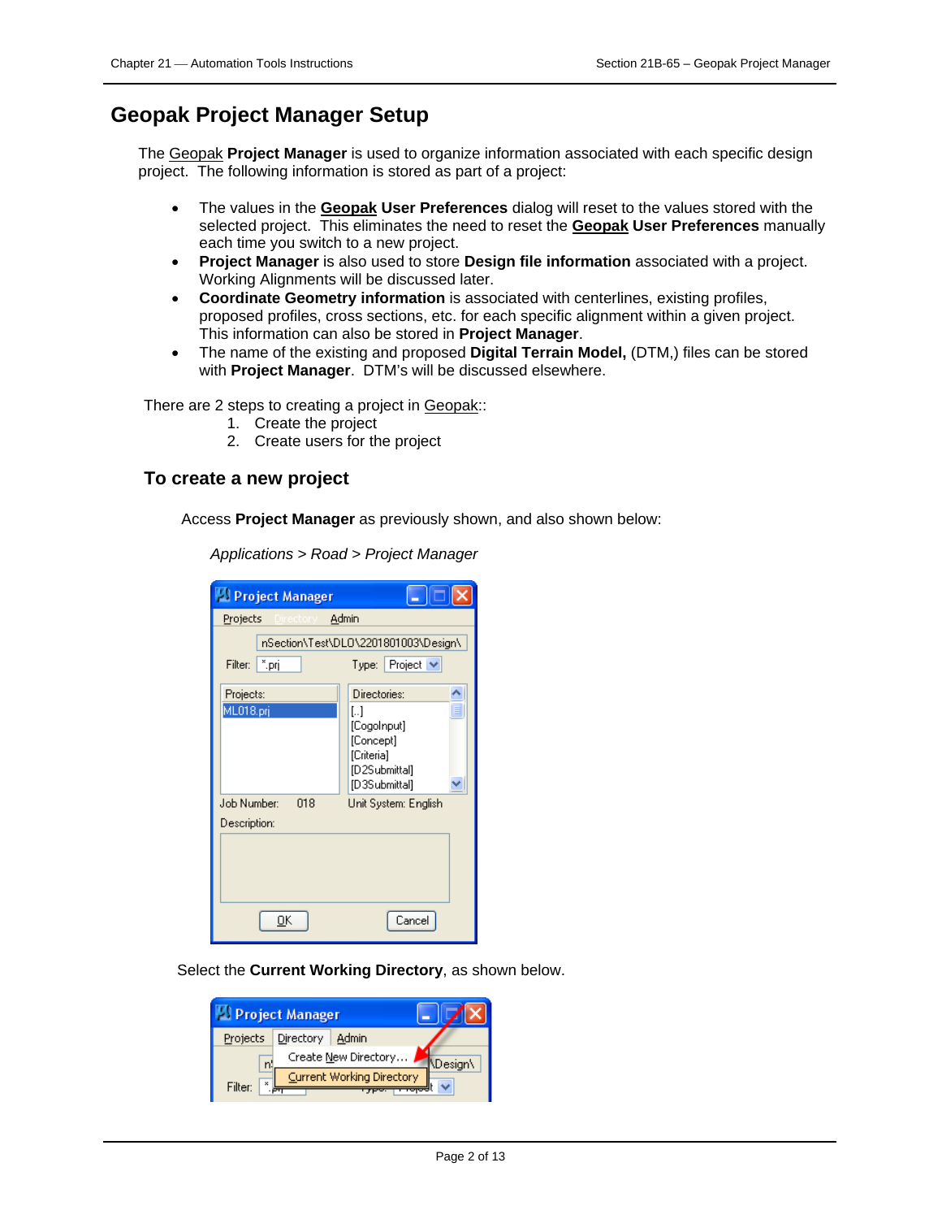# Geopak Project Manager Setup

The Geopak **Project Manager** is used to organize information associated with each specific design project. The following information is stored as part of a project:

- The values in the **Geopak User Preferences** dialog will reset to the values stored with the selected project. This eliminates the need to reset the **Geopak User Preferences** manually each time you switch to a new project.
- **Project Manager** is also used to store **Design file information** associated with a project. Working Alignments will be discussed later.
- **Coordinate Geometry information** is associated with centerlines, existing profiles, proposed profiles, cross sections, etc. for each specific alignment within a given project. This information can also be stored in **Project Manager**.
- The name of the existing and proposed **Digital Terrain Model,** (DTM,) files can be stored with **Project Manager**. DTM's will be discussed elsewhere.

There are 2 steps to creating a project in Geopak::

1. Create the project
2. Create users for the project

## To create a new project

Access **Project Manager** as previously shown, and also shown below:

*Applications > Road > Project Manager*

Select the **Current Working Directory**, as shown below.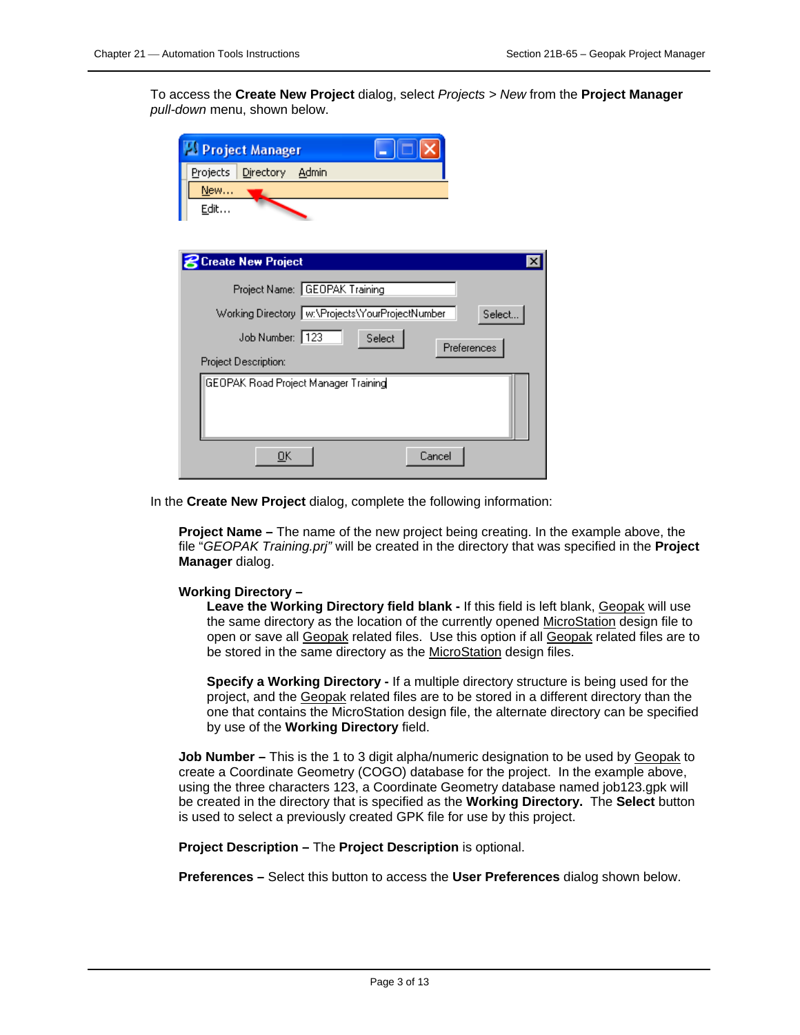To access the **Create New Project** dialog, select *Projects* > *New* from the **Project Manager** *pull-down* menu, shown below.

In the **Create New Project** dialog, complete the following information:

**Project Name –** The name of the new project being creating. In the example above, the file "*GEOPAK Training.prj"* will be created in the directory that was specified in the **Project Manager** dialog.

**Working Directory –**

**Leave the Working Directory field blank -** If this field is left blank, Geopak will use the same directory as the location of the currently opened MicroStation design file to open or save all Geopak related files. Use this option if all Geopak related files are to be stored in the same directory as the MicroStation design files.

**Specify a Working Directory -** If a multiple directory structure is being used for the project, and the Geopak related files are to be stored in a different directory than the one that contains the MicroStation design file, the alternate directory can be specified by use of the **Working Directory** field.

**Job Number –** This is the 1 to 3 digit alpha/numeric designation to be used by Geopak to create a Coordinate Geometry (COGO) database for the project. In the example above, using the three characters 123, a Coordinate Geometry database named job123.gpk will be created in the directory that is specified as the **Working Directory.** The **Select** button is used to select a previously created GPK file for use by this project.

**Project Description –** The **Project Description** is optional.

**Preferences –** Select this button to access the **User Preferences** dialog shown below.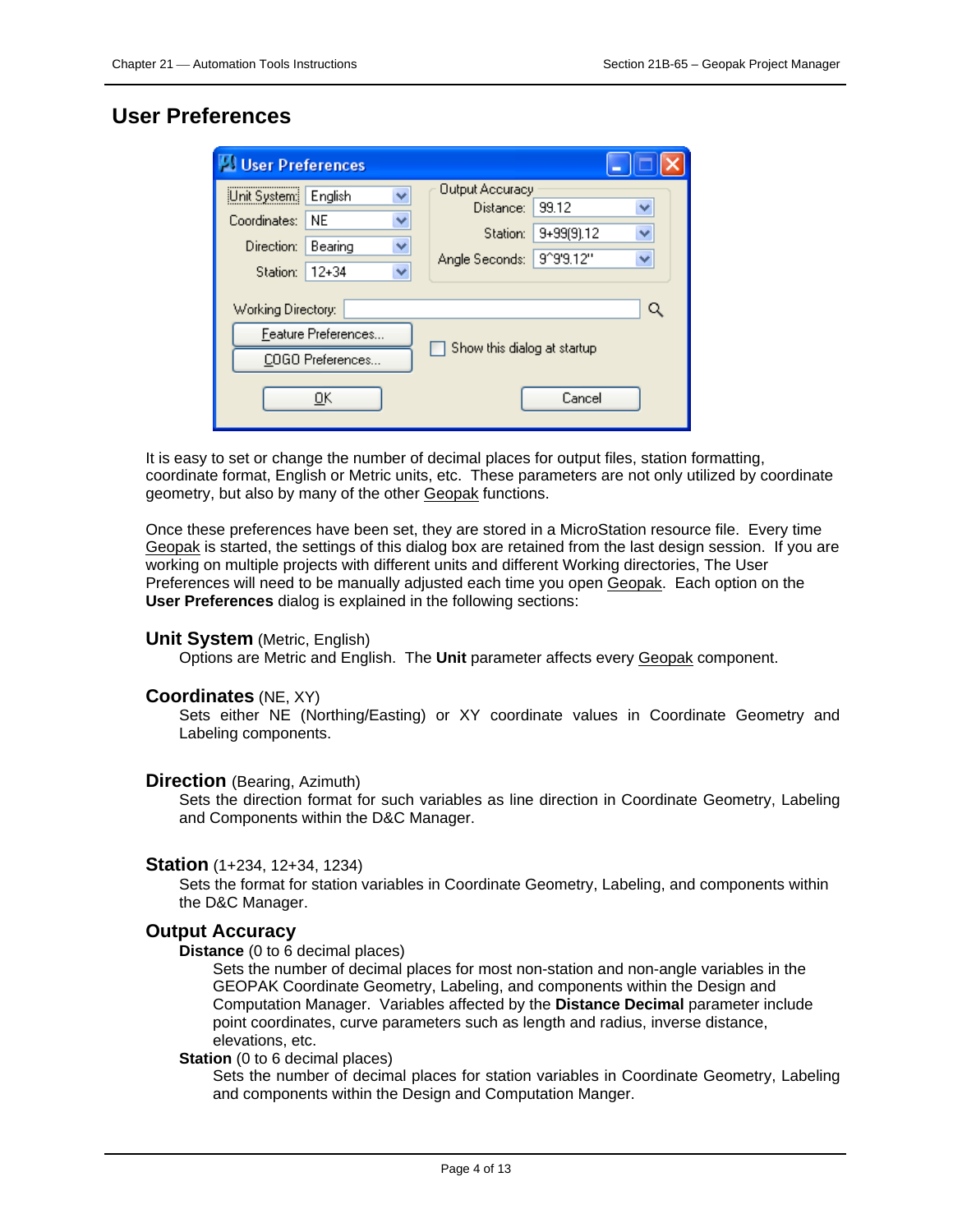# User Preferences

It is easy to set or change the number of decimal places for output files, station formatting, coordinate format, English or Metric units, etc. These parameters are not only utilized by coordinate geometry, but also by many of the other Geopak functions.

Once these preferences have been set, they are stored in a MicroStation resource file. Every time Geopak is started, the settings of this dialog box are retained from the last design session. If you are working on multiple projects with different units and different Working directories, The User Preferences will need to be manually adjusted each time you open Geopak. Each option on the **User Preferences** dialog is explained in the following sections:

## Unit System (Metric, English)

Options are Metric and English. The **Unit** parameter affects every Geopak component.

## Coordinates (NE, XY)

Sets either NE (Northing/Easting) or XY coordinate values in Coordinate Geometry and Labeling components.

## Direction (Bearing, Azimuth)

Sets the direction format for such variables as line direction in Coordinate Geometry, Labeling and Components within the D&C Manager.

## Station (1+234, 12+34, 1234)

Sets the format for station variables in Coordinate Geometry, Labeling, and components within the D&C Manager.

## Output Accuracy

**Distance** (0 to 6 decimal places)

Sets the number of decimal places for most non-station and non-angle variables in the GEOPAK Coordinate Geometry, Labeling, and components within the Design and Computation Manager. Variables affected by the **Distance Decimal** parameter include point coordinates, curve parameters such as length and radius, inverse distance, elevations, etc.

**Station** (0 to 6 decimal places)

Sets the number of decimal places for station variables in Coordinate Geometry, Labeling and components within the Design and Computation Manger.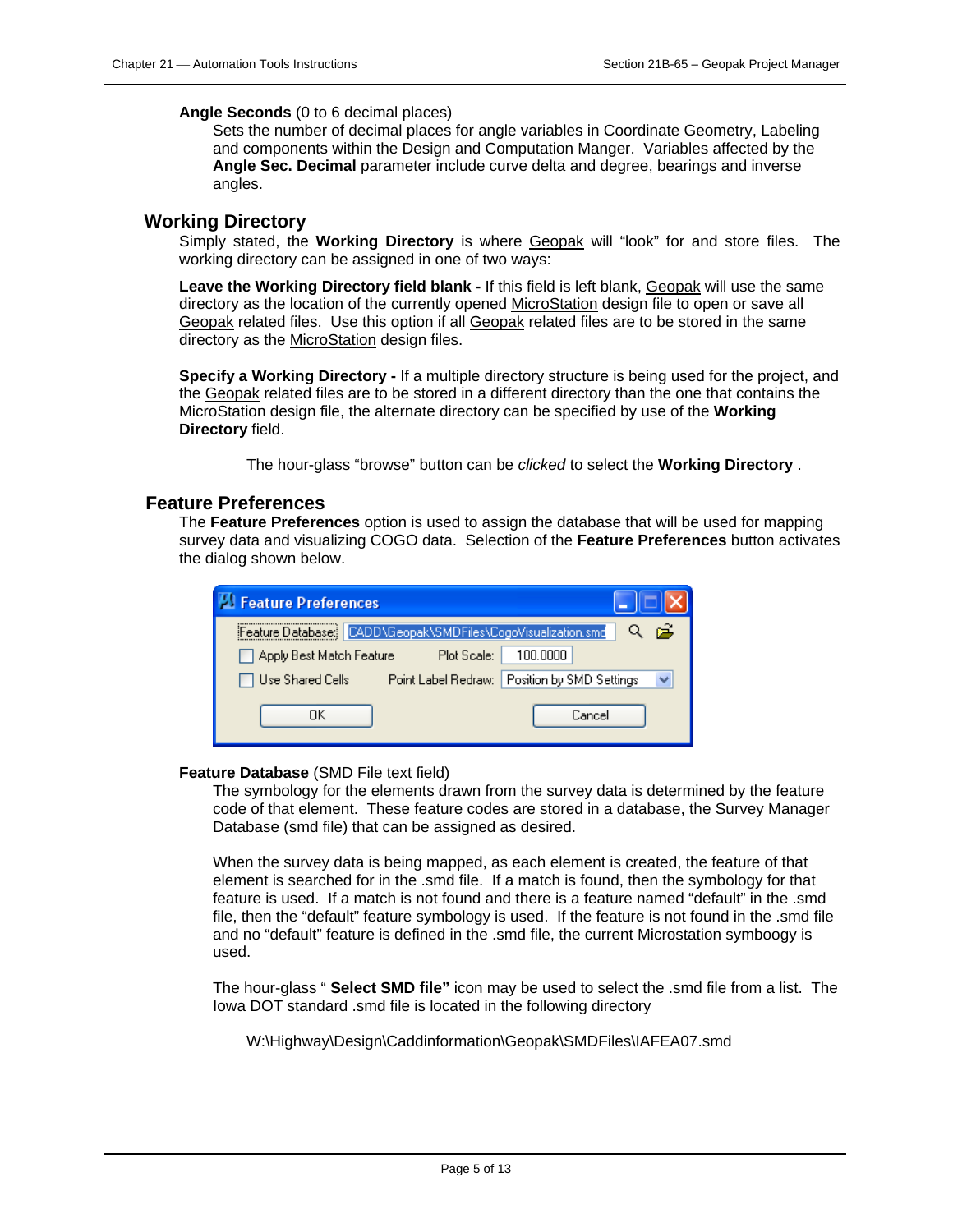**Angle Seconds** (0 to 6 decimal places)

Sets the number of decimal places for angle variables in Coordinate Geometry, Labeling and components within the Design and Computation Manger. Variables affected by the **Angle Sec. Decimal** parameter include curve delta and degree, bearings and inverse angles.

## Working Directory

Simply stated, the **Working Directory** is where Geopak will "look" for and store files. The working directory can be assigned in one of two ways:

**Leave the Working Directory field blank -** If this field is left blank, Geopak will use the same directory as the location of the currently opened MicroStation design file to open or save all Geopak related files. Use this option if all Geopak related files are to be stored in the same directory as the MicroStation design files.

**Specify a Working Directory -** If a multiple directory structure is being used for the project, and the Geopak related files are to be stored in a different directory than the one that contains the MicroStation design file, the alternate directory can be specified by use of the **Working Directory** field.

The hour-glass "browse" button can be *clicked* to select the **Working Directory** .

## Feature Preferences

The **Feature Preferences** option is used to assign the database that will be used for mapping survey data and visualizing COGO data. Selection of the **Feature Preferences** button activates the dialog shown below.

**Feature Database** (SMD File text field)

The symbology for the elements drawn from the survey data is determined by the feature code of that element. These feature codes are stored in a database, the Survey Manager Database (smd file) that can be assigned as desired.

When the survey data is being mapped, as each element is created, the feature of that element is searched for in the .smd file. If a match is found, then the symbology for that feature is used. If a match is not found and there is a feature named "default" in the .smd file, then the "default" feature symbology is used. If the feature is not found in the .smd file and no "default" feature is defined in the .smd file, the current Microstation symboogy is used.

The hour-glass " **Select SMD file"** icon may be used to select the .smd file from a list. The Iowa DOT standard .smd file is located in the following directory

W:\Highway\Design\Caddinformation\Geopak\SMDFiles\IAFEA07.smd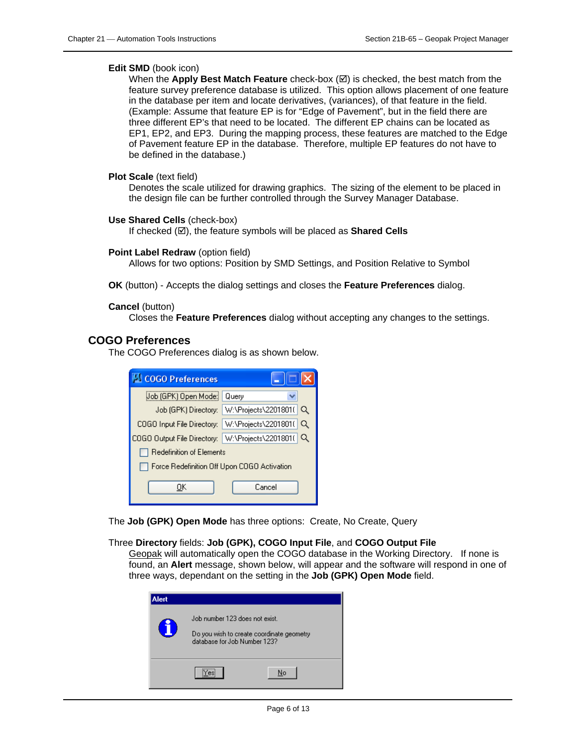**Edit SMD** (book icon)

When the **Apply Best Match Feature** check-box (☑) is checked, the best match from the feature survey preference database is utilized. This option allows placement of one feature in the database per item and locate derivatives, (variances), of that feature in the field. (Example: Assume that feature EP is for "Edge of Pavement", but in the field there are three different EP's that need to be located. The different EP chains can be located as EP1, EP2, and EP3. During the mapping process, these features are matched to the Edge of Pavement feature EP in the database. Therefore, multiple EP features do not have to be defined in the database.)

**Plot Scale** (text field)

Denotes the scale utilized for drawing graphics. The sizing of the element to be placed in the design file can be further controlled through the Survey Manager Database.

**Use Shared Cells** (check-box)

If checked (☑), the feature symbols will be placed as **Shared Cells**

**Point Label Redraw** (option field)

Allows for two options: Position by SMD Settings, and Position Relative to Symbol

**OK** (button) - Accepts the dialog settings and closes the **Feature Preferences** dialog.

**Cancel** (button)

Closes the **Feature Preferences** dialog without accepting any changes to the settings.

## COGO Preferences

The COGO Preferences dialog is as shown below.

The **Job (GPK) Open Mode** has three options: Create, No Create, Query

Three **Directory** fields: **Job (GPK), COGO Input File**, and **COGO Output File**

Geopak will automatically open the COGO database in the Working Directory. If none is found, an **Alert** message, shown below, will appear and the software will respond in one of three ways, dependant on the setting in the **Job (GPK) Open Mode** field.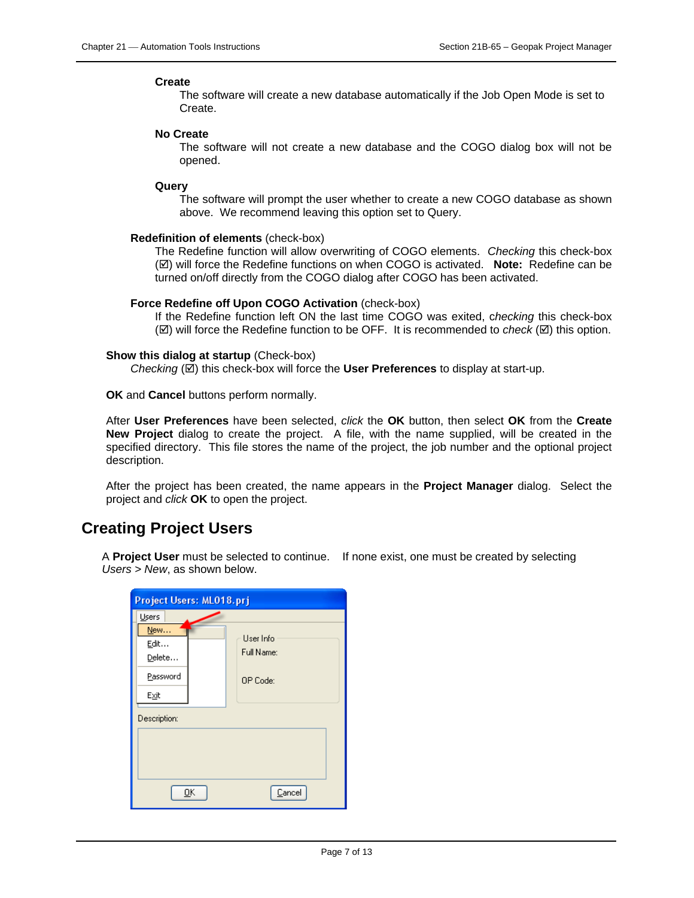**Create**

The software will create a new database automatically if the Job Open Mode is set to Create.

**No Create**

The software will not create a new database and the COGO dialog box will not be opened.

**Query**

The software will prompt the user whether to create a new COGO database as shown above. We recommend leaving this option set to Query.

**Redefinition of elements** (check-box)

The Redefine function will allow overwriting of COGO elements. *Checking* this check-box (☑) will force the Redefine functions on when COGO is activated. **Note:** Redefine can be turned on/off directly from the COGO dialog after COGO has been activated.

**Force Redefine off Upon COGO Activation** (check-box)

If the Redefine function left ON the last time COGO was exited, c*hecking* this check-box (☑) will force the Redefine function to be OFF. It is recommended to *check* (☑) this option.

**Show this dialog at startup** (Check-box)

*Checking* (☑) this check-box will force the **User Preferences** to display at start-up.

**OK** and **Cancel** buttons perform normally.

After **User Preferences** have been selected, *click* the **OK** button, then select **OK** from the **Create New Project** dialog to create the project. A file, with the name supplied, will be created in the specified directory. This file stores the name of the project, the job number and the optional project description.

After the project has been created, the name appears in the **Project Manager** dialog. Select the project and *click* **OK** to open the project.

## Creating Project Users

A **Project User** must be selected to continue. If none exist, one must be created by selecting *Users > New*, as shown below.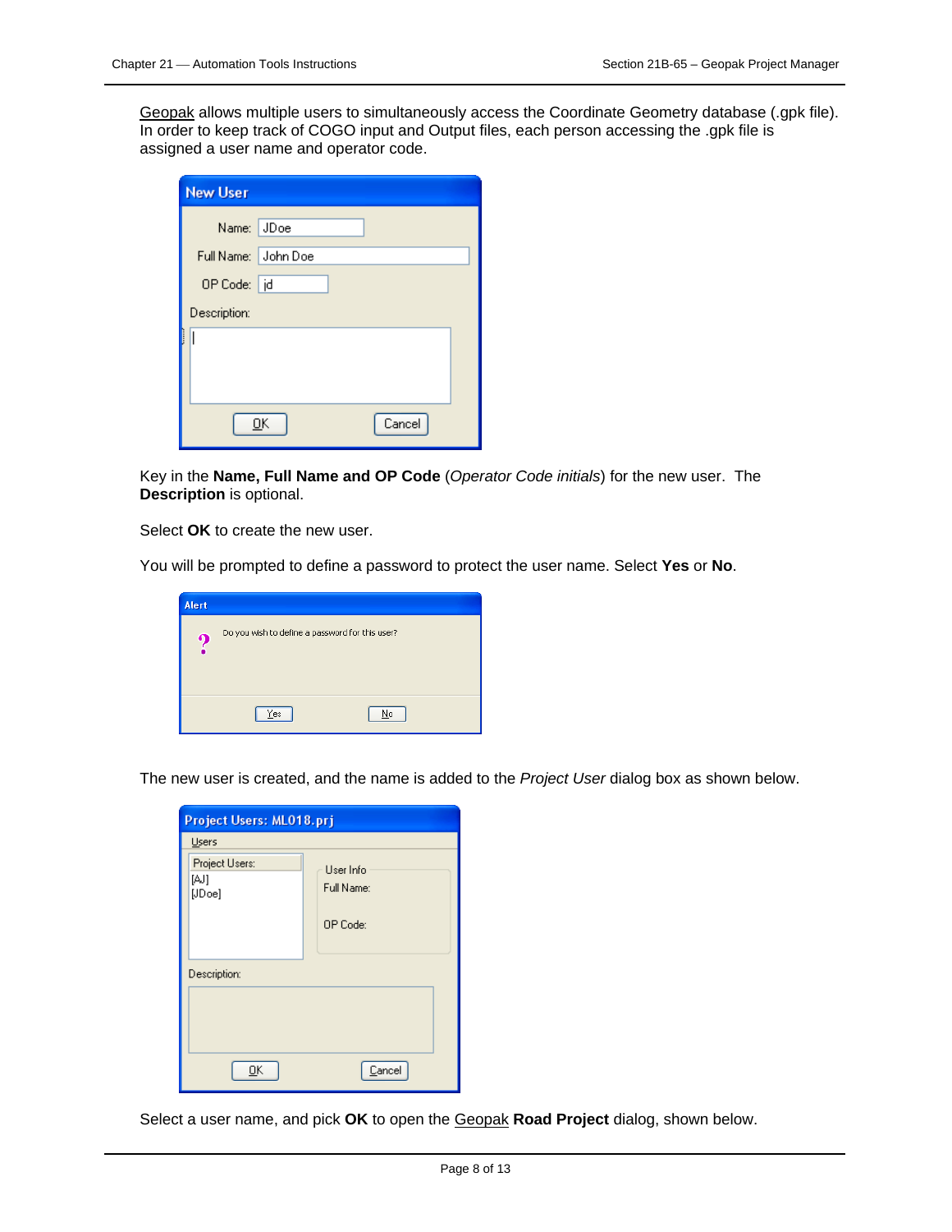Geopak allows multiple users to simultaneously access the Coordinate Geometry database (.gpk file). In order to keep track of COGO input and Output files, each person accessing the .gpk file is assigned a user name and operator code.

Key in the **Name, Full Name and OP Code** (*Operator Code initials*) for the new user. The **Description** is optional.

Select **OK** to create the new user.

You will be prompted to define a password to protect the user name. Select **Yes** or **No**.

The new user is created, and the name is added to the *Project User* dialog box as shown below.

Select a user name, and pick **OK** to open the Geopak **Road Project** dialog, shown below.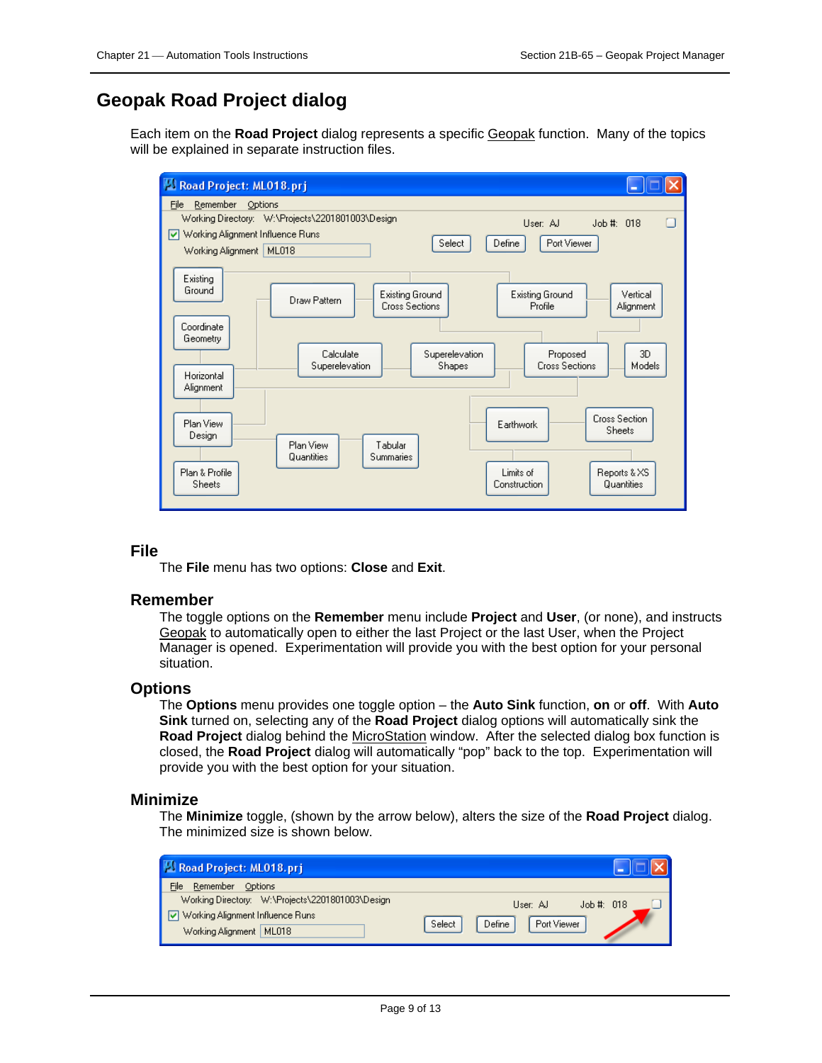# Geopak Road Project dialog

Each item on the **Road Project** dialog represents a specific Geopak function. Many of the topics will be explained in separate instruction files.

## File

The **File** menu has two options: **Close** and **Exit**.

## Remember

The toggle options on the **Remember** menu include **Project** and **User**, (or none), and instructs Geopak to automatically open to either the last Project or the last User, when the Project Manager is opened. Experimentation will provide you with the best option for your personal situation.

## Options

The **Options** menu provides one toggle option – the **Auto Sink** function, **on** or **off**. With **Auto Sink** turned on, selecting any of the **Road Project** dialog options will automatically sink the **Road Project** dialog behind the MicroStation window. After the selected dialog box function is closed, the **Road Project** dialog will automatically “pop” back to the top. Experimentation will provide you with the best option for your situation.

## Minimize

The **Minimize** toggle, (shown by the arrow below), alters the size of the **Road Project** dialog. The minimized size is shown below.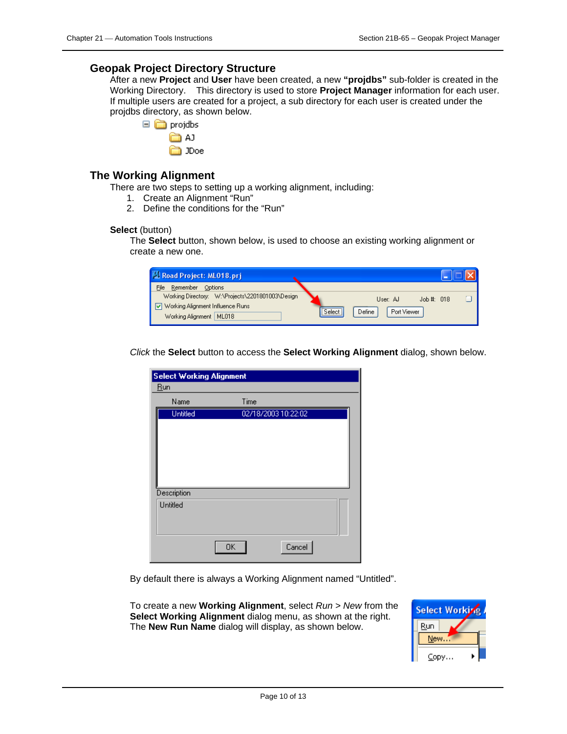## Geopak Project Directory Structure

After a new **Project** and **User** have been created, a new **"projdbs"** sub-folder is created in the Working Directory. This directory is used to store **Project Manager** information for each user. If multiple users are created for a project, a sub directory for each user is created under the projdbs directory, as shown below.

## The Working Alignment

There are two steps to setting up a working alignment, including:

1. Create an Alignment "Run"
2. Define the conditions for the "Run"

**Select** (button)

The **Select** button, shown below, is used to choose an existing working alignment or create a new one.

*Click* the **Select** button to access the **Select Working Alignment** dialog, shown below.

By default there is always a Working Alignment named "Untitled".

To create a new **Working Alignment**, select *Run* > *New* from the **Select Working Alignment** dialog menu, as shown at the right. The **New Run Name** dialog will display, as shown below.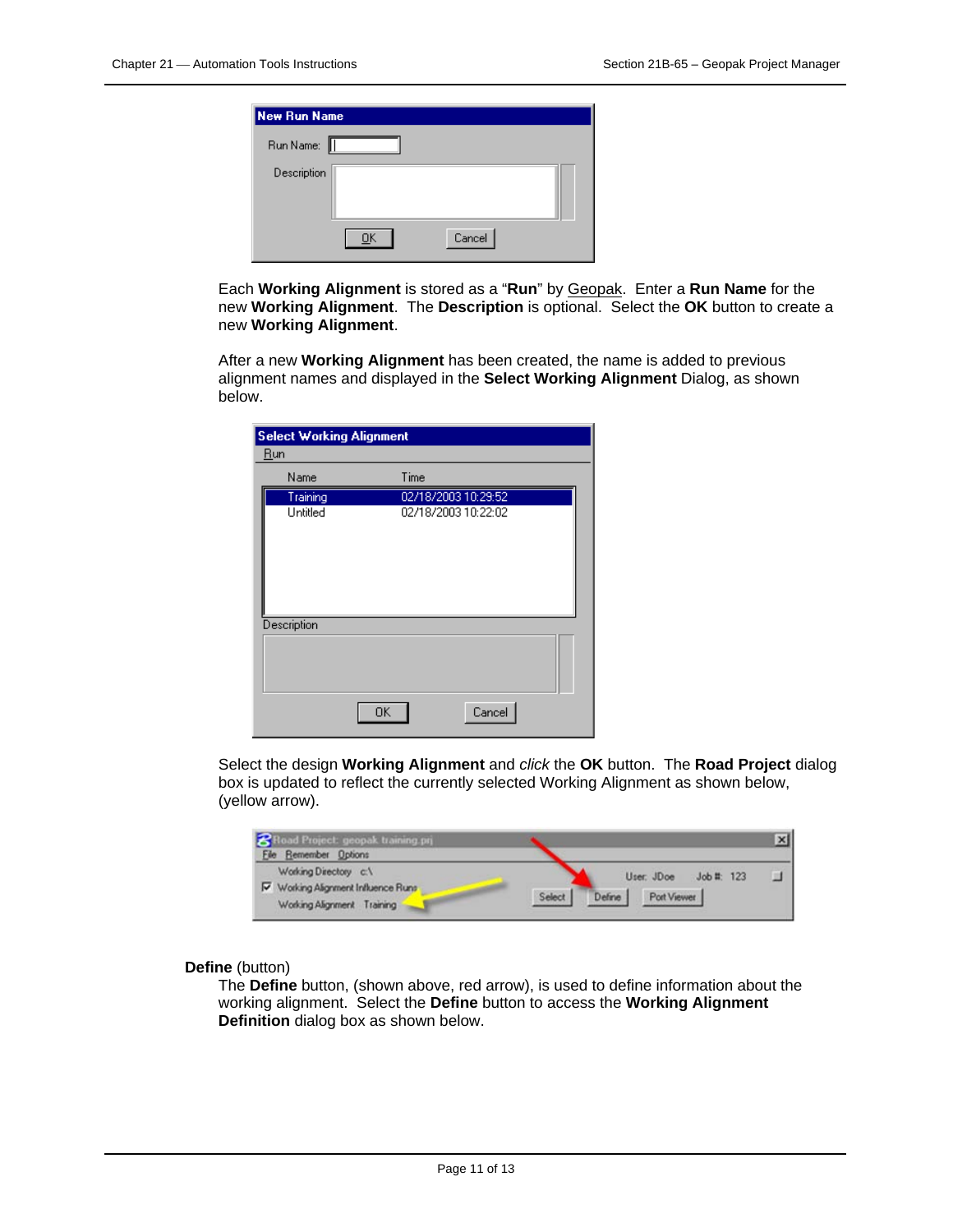Each **Working Alignment** is stored as a "**Run**" by Geopak. Enter a **Run Name** for the new **Working Alignment**. The **Description** is optional. Select the **OK** button to create a new **Working Alignment**.

After a new **Working Alignment** has been created, the name is added to previous alignment names and displayed in the **Select Working Alignment** Dialog, as shown below.

Select the design **Working Alignment** and *click* the **OK** button. The **Road Project** dialog box is updated to reflect the currently selected Working Alignment as shown below, (yellow arrow).

**Define** (button)

The **Define** button, (shown above, red arrow), is used to define information about the working alignment. Select the **Define** button to access the **Working Alignment Definition** dialog box as shown below.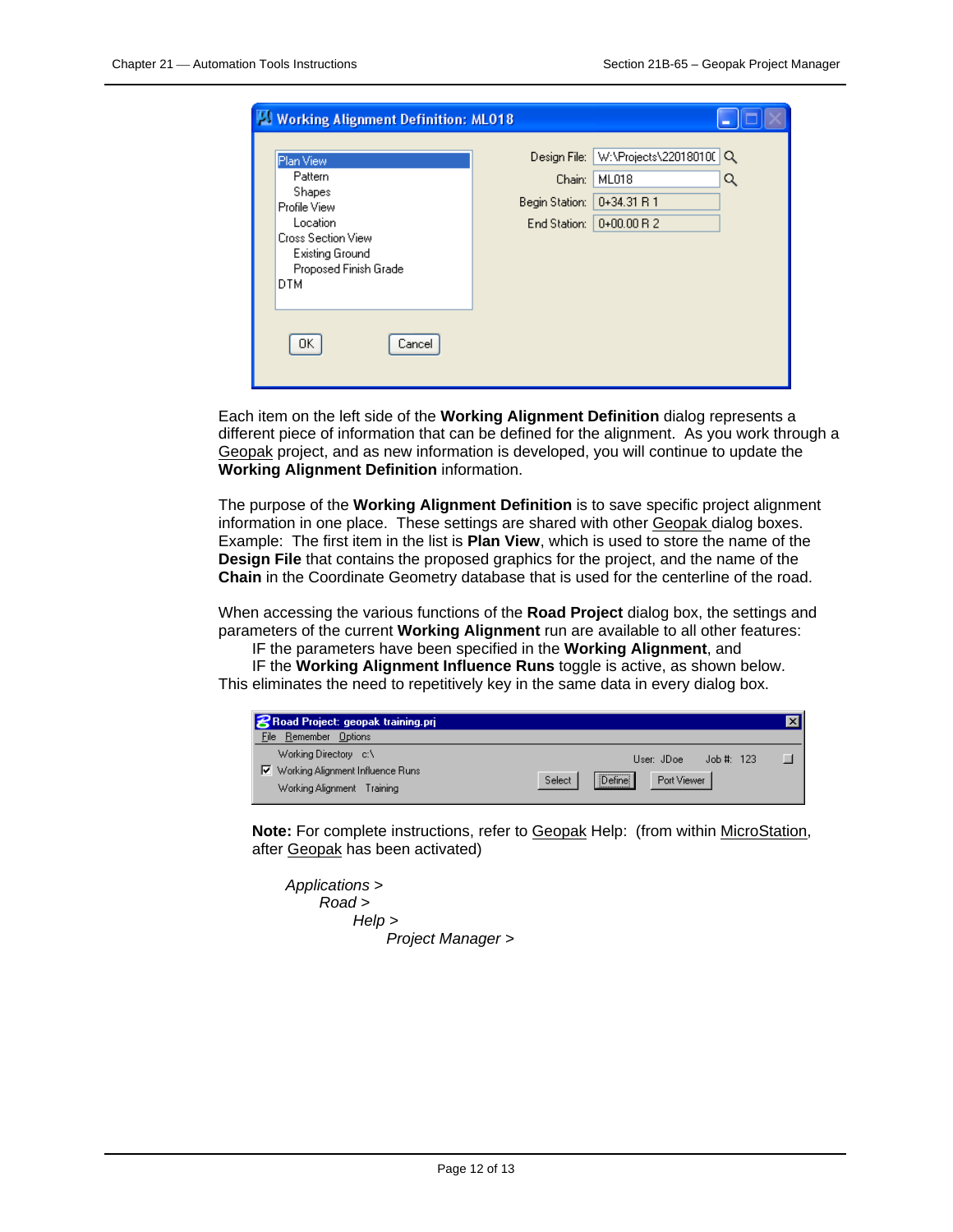Each item on the left side of the **Working Alignment Definition** dialog represents a different piece of information that can be defined for the alignment. As you work through a Geopak project, and as new information is developed, you will continue to update the **Working Alignment Definition** information.

The purpose of the **Working Alignment Definition** is to save specific project alignment information in one place. These settings are shared with other Geopak dialog boxes. Example: The first item in the list is **Plan View**, which is used to store the name of the **Design File** that contains the proposed graphics for the project, and the name of the **Chain** in the Coordinate Geometry database that is used for the centerline of the road.

When accessing the various functions of the **Road Project** dialog box, the settings and parameters of the current **Working Alignment** run are available to all other features:

IF the parameters have been specified in the **Working Alignment**, and

IF the **Working Alignment Influence Runs** toggle is active, as shown below.

This eliminates the need to repetitively key in the same data in every dialog box.

**Note:** For complete instructions, refer to Geopak Help: (from within MicroStation, after Geopak has been activated)

*Applications >*
*Road >*
*Help >*
*Project Manager >*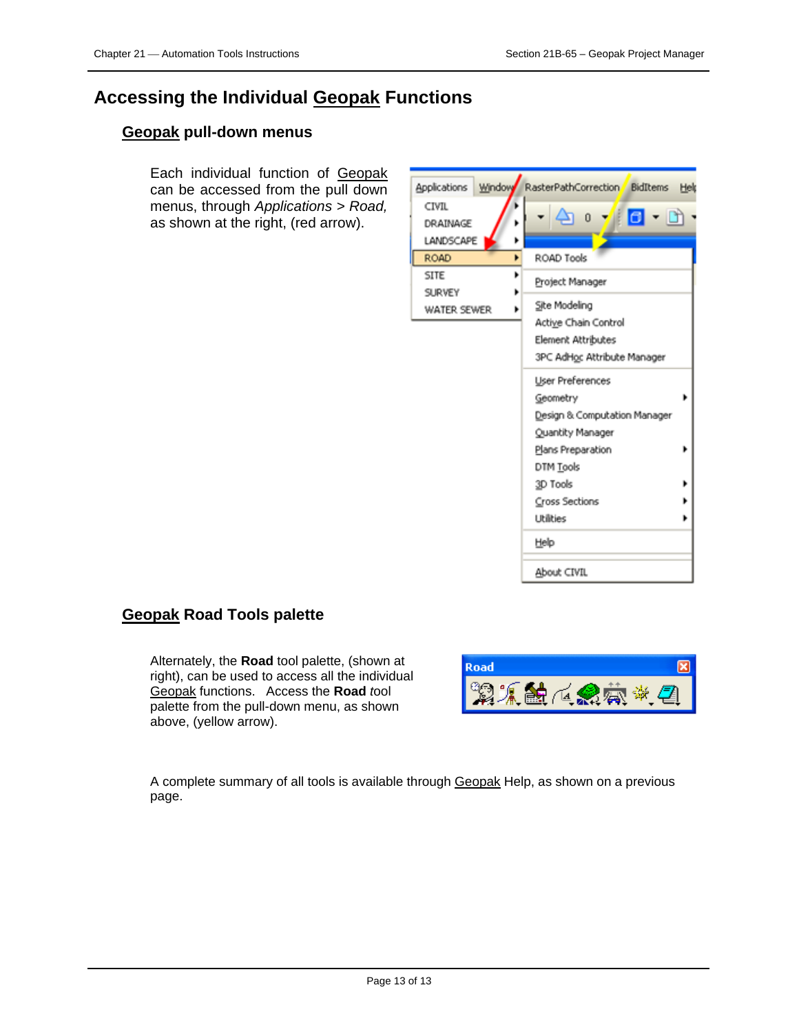# Accessing the Individual Geopak Functions

## Geopak pull-down menus

Each individual function of Geopak can be accessed from the pull down menus, through *Applications > Road,* as shown at the right, (red arrow).

## Geopak Road Tools palette

Alternately, the **Road** tool palette, (shown at right), can be used to access all the individual Geopak functions. Access the **Road** *tool* palette from the pull-down menu, as shown above, (yellow arrow).

A complete summary of all tools is available through Geopak Help, as shown on a previous page.